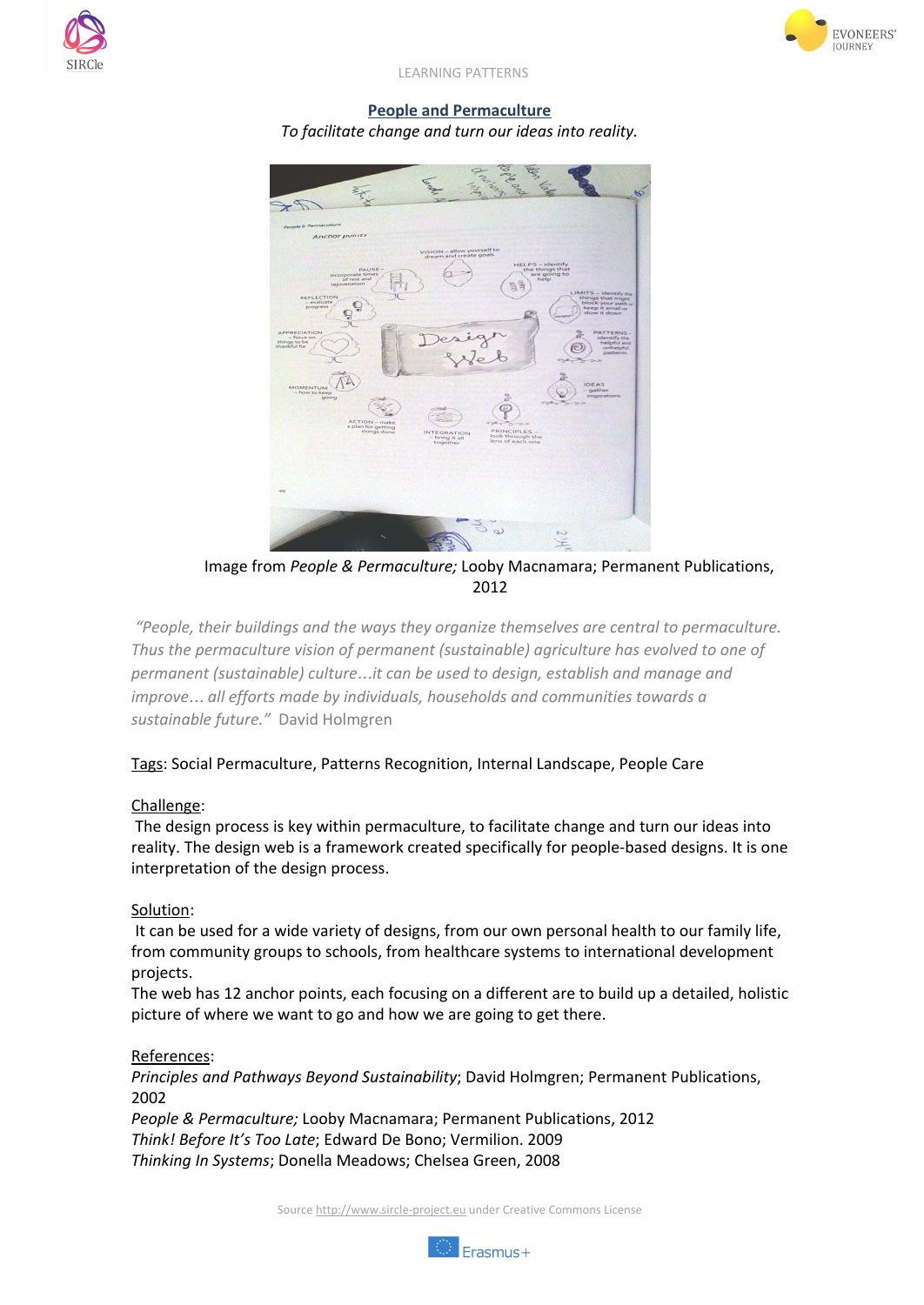LEARNING PATTERNS

## People and Permaculture

*To facilitate change and turn our ideas into reality.*

Image from *People & Permaculture;* Looby Macnamara; Permanent Publications, 2012

*"People, their buildings and the ways they organize themselves are central to permaculture. Thus the permaculture vision of permanent (sustainable) agriculture has evolved to one of permanent (sustainable) culture…it can be used to design, establish and manage and improve… all efforts made by individuals, households and communities towards a sustainable future."* David Holmgren

Tags: Social Permaculture, Patterns Recognition, Internal Landscape, People Care

Challenge:

The design process is key within permaculture, to facilitate change and turn our ideas into reality. The design web is a framework created specifically for people-based designs. It is one interpretation of the design process.

Solution:

It can be used for a wide variety of designs, from our own personal health to our family life, from community groups to schools, from healthcare systems to international development projects.

The web has 12 anchor points, each focusing on a different are to build up a detailed, holistic picture of where we want to go and how we are going to get there.

References:

*Principles and Pathways Beyond Sustainability*; David Holmgren; Permanent Publications, 2002

*People & Permaculture;* Looby Macnamara; Permanent Publications, 2012

*Think! Before It's Too Late*; Edward De Bono; Vermilion. 2009

*Thinking In Systems*; Donella Meadows; Chelsea Green, 2008

Source http://www.sircle-project.eu under Creative Commons License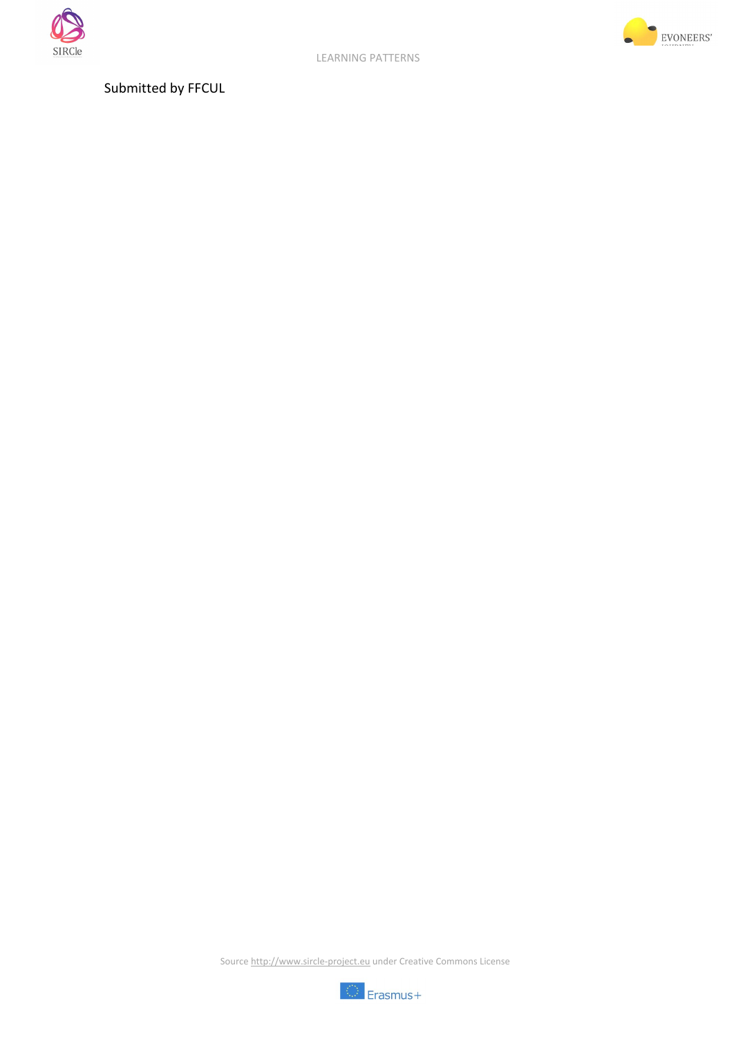Submitted by FFCUL